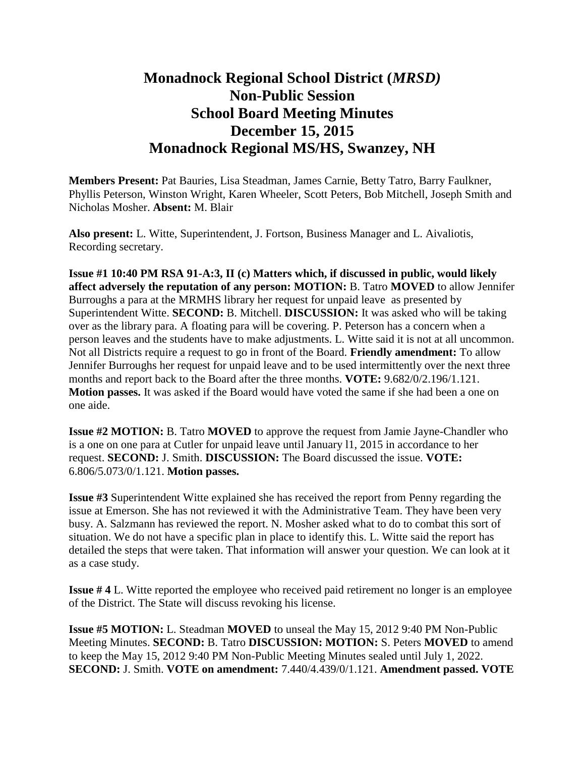# Monadnock Regional School District (*MRSD)*
# Non-Public Session
# School Board Meeting Minutes
# December 15, 2015
# Monadnock Regional MS/HS, Swanzey, NH

**Members Present:** Pat Bauries, Lisa Steadman, James Carnie, Betty Tatro, Barry Faulkner, Phyllis Peterson, Winston Wright, Karen Wheeler, Scott Peters, Bob Mitchell, Joseph Smith and Nicholas Mosher. **Absent:** M. Blair

**Also present:** L. Witte, Superintendent, J. Fortson, Business Manager and L. Aivaliotis, Recording secretary.

**Issue #1 10:40 PM RSA 91-A:3, II (c) Matters which, if discussed in public, would likely affect adversely the reputation of any person: MOTION:** B. Tatro **MOVED** to allow Jennifer Burroughs a para at the MRMHS library her request for unpaid leave as presented by Superintendent Witte. **SECOND:** B. Mitchell. **DISCUSSION:** It was asked who will be taking over as the library para. A floating para will be covering. P. Peterson has a concern when a person leaves and the students have to make adjustments. L. Witte said it is not at all uncommon. Not all Districts require a request to go in front of the Board. **Friendly amendment:** To allow Jennifer Burroughs her request for unpaid leave and to be used intermittently over the next three months and report back to the Board after the three months. **VOTE:** 9.682/0/2.196/1.121. **Motion passes.** It was asked if the Board would have voted the same if she had been a one on one aide.

**Issue #2 MOTION:** B. Tatro **MOVED** to approve the request from Jamie Jayne-Chandler who is a one on one para at Cutler for unpaid leave until January l1, 2015 in accordance to her request. **SECOND:** J. Smith. **DISCUSSION:** The Board discussed the issue. **VOTE:** 6.806/5.073/0/1.121. **Motion passes.**

**Issue #3** Superintendent Witte explained she has received the report from Penny regarding the issue at Emerson. She has not reviewed it with the Administrative Team. They have been very busy. A. Salzmann has reviewed the report. N. Mosher asked what to do to combat this sort of situation. We do not have a specific plan in place to identify this. L. Witte said the report has detailed the steps that were taken. That information will answer your question. We can look at it as a case study.

**Issue # 4** L. Witte reported the employee who received paid retirement no longer is an employee of the District. The State will discuss revoking his license.

**Issue #5 MOTION:** L. Steadman **MOVED** to unseal the May 15, 2012 9:40 PM Non-Public Meeting Minutes. **SECOND:** B. Tatro **DISCUSSION: MOTION:** S. Peters **MOVED** to amend to keep the May 15, 2012 9:40 PM Non-Public Meeting Minutes sealed until July 1, 2022. **SECOND:** J. Smith. **VOTE on amendment:** 7.440/4.439/0/1.121. **Amendment passed. VOTE**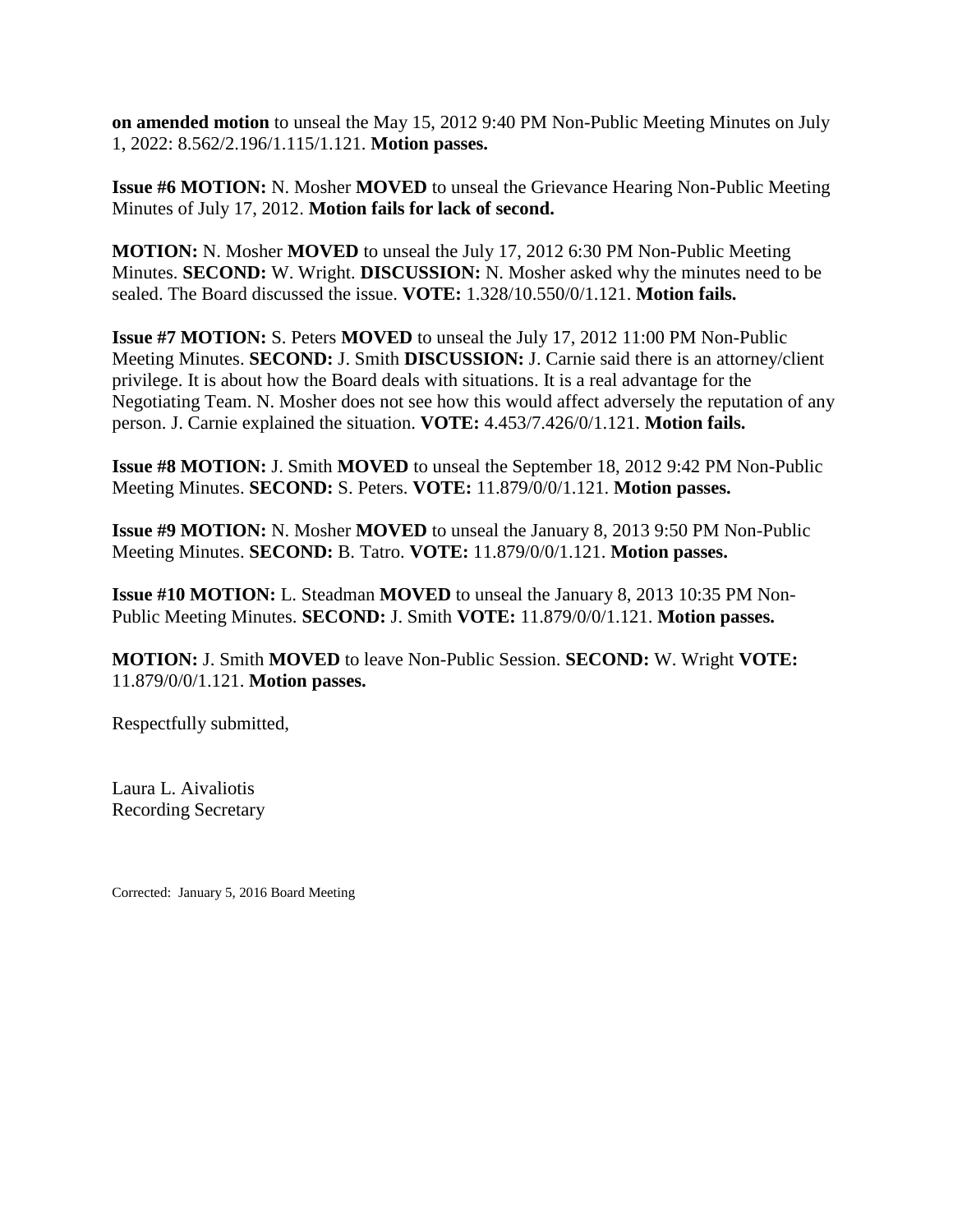**on amended motion** to unseal the May 15, 2012 9:40 PM Non-Public Meeting Minutes on July 1, 2022: 8.562/2.196/1.115/1.121. **Motion passes.**

**Issue #6 MOTION:** N. Mosher **MOVED** to unseal the Grievance Hearing Non-Public Meeting Minutes of July 17, 2012. **Motion fails for lack of second.**

**MOTION:** N. Mosher **MOVED** to unseal the July 17, 2012 6:30 PM Non-Public Meeting Minutes. **SECOND:** W. Wright. **DISCUSSION:** N. Mosher asked why the minutes need to be sealed. The Board discussed the issue. **VOTE:** 1.328/10.550/0/1.121. **Motion fails.**

**Issue #7 MOTION:** S. Peters **MOVED** to unseal the July 17, 2012 11:00 PM Non-Public Meeting Minutes. **SECOND:** J. Smith **DISCUSSION:** J. Carnie said there is an attorney/client privilege. It is about how the Board deals with situations. It is a real advantage for the Negotiating Team. N. Mosher does not see how this would affect adversely the reputation of any person. J. Carnie explained the situation. **VOTE:** 4.453/7.426/0/1.121. **Motion fails.**

**Issue #8 MOTION:** J. Smith **MOVED** to unseal the September 18, 2012 9:42 PM Non-Public Meeting Minutes. **SECOND:** S. Peters. **VOTE:** 11.879/0/0/1.121. **Motion passes.**

**Issue #9 MOTION:** N. Mosher **MOVED** to unseal the January 8, 2013 9:50 PM Non-Public Meeting Minutes. **SECOND:** B. Tatro. **VOTE:** 11.879/0/0/1.121. **Motion passes.**

**Issue #10 MOTION:** L. Steadman **MOVED** to unseal the January 8, 2013 10:35 PM Non-Public Meeting Minutes. **SECOND:** J. Smith **VOTE:** 11.879/0/0/1.121. **Motion passes.**

**MOTION:** J. Smith **MOVED** to leave Non-Public Session. **SECOND:** W. Wright **VOTE:** 11.879/0/0/1.121. **Motion passes.**

Respectfully submitted,

Laura L. Aivaliotis
Recording Secretary

Corrected: January 5, 2016 Board Meeting